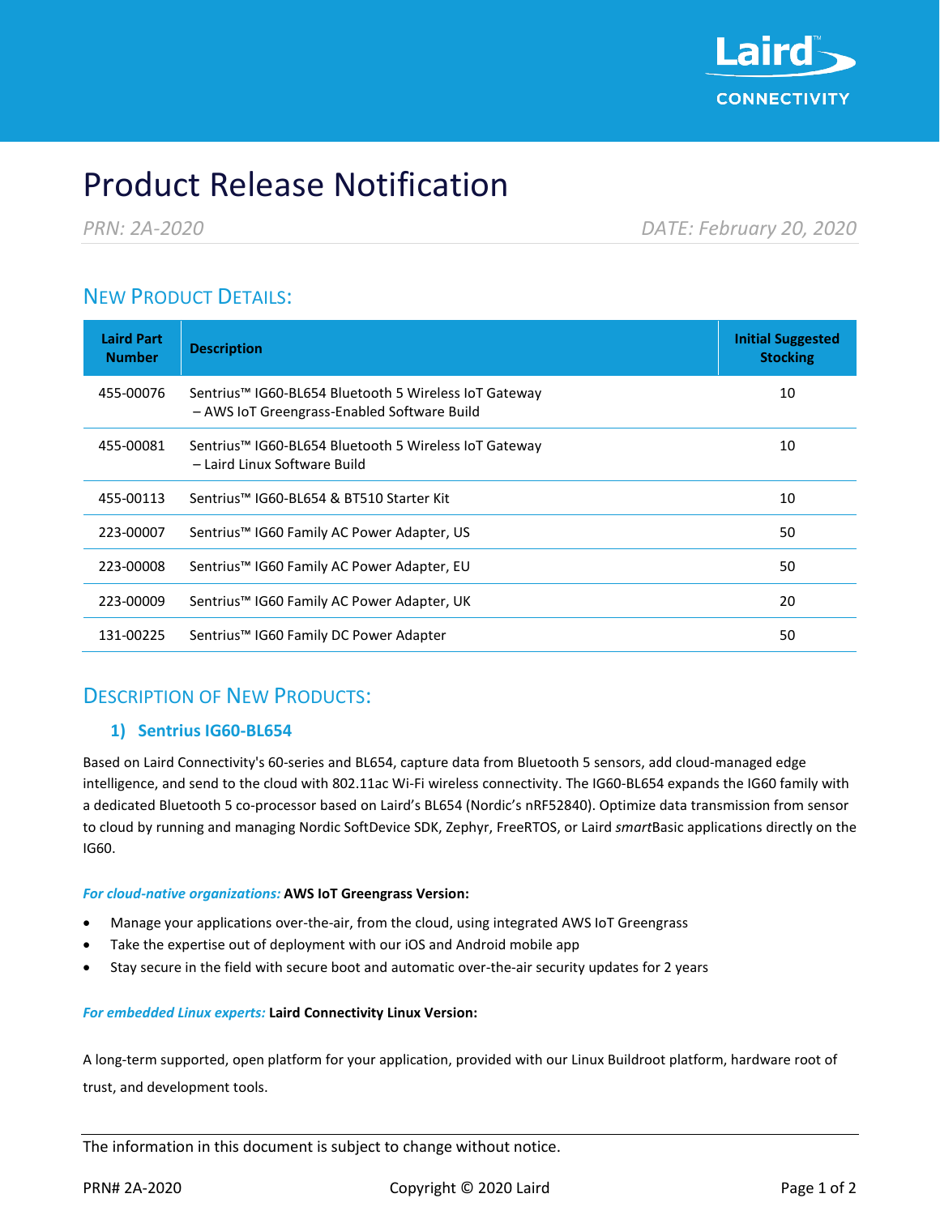# Product Release Notification

*PRN: 2A-2020* *DATE: February 20, 2020*

## New Product Details:

| Laird Part Number | Description | Initial Suggested Stocking |
|---|---|---|
| 455-00076 | Sentrius™ IG60-BL654 Bluetooth 5 Wireless IoT Gateway – AWS IoT Greengrass-Enabled Software Build | 10 |
| 455-00081 | Sentrius™ IG60-BL654 Bluetooth 5 Wireless IoT Gateway – Laird Linux Software Build | 10 |
| 455-00113 | Sentrius™ IG60-BL654 & BT510 Starter Kit | 10 |
| 223-00007 | Sentrius™ IG60 Family AC Power Adapter, US | 50 |
| 223-00008 | Sentrius™ IG60 Family AC Power Adapter, EU | 50 |
| 223-00009 | Sentrius™ IG60 Family AC Power Adapter, UK | 20 |
| 131-00225 | Sentrius™ IG60 Family DC Power Adapter | 50 |

## Description of New Products:

### 1) Sentrius IG60-BL654

Based on Laird Connectivity's 60-series and BL654, capture data from Bluetooth 5 sensors, add cloud-managed edge intelligence, and send to the cloud with 802.11ac Wi-Fi wireless connectivity. The IG60-BL654 expands the IG60 family with a dedicated Bluetooth 5 co-processor based on Laird's BL654 (Nordic's nRF52840). Optimize data transmission from sensor to cloud by running and managing Nordic SoftDevice SDK, Zephyr, FreeRTOS, or Laird *smart*Basic applications directly on the IG60.

***For cloud-native organizations:*** **AWS IoT Greengrass Version:**

- Manage your applications over-the-air, from the cloud, using integrated AWS IoT Greengrass
- Take the expertise out of deployment with our iOS and Android mobile app
- Stay secure in the field with secure boot and automatic over-the-air security updates for 2 years

***For embedded Linux experts:*** **Laird Connectivity Linux Version:**

A long-term supported, open platform for your application, provided with our Linux Buildroot platform, hardware root of trust, and development tools.

The information in this document is subject to change without notice.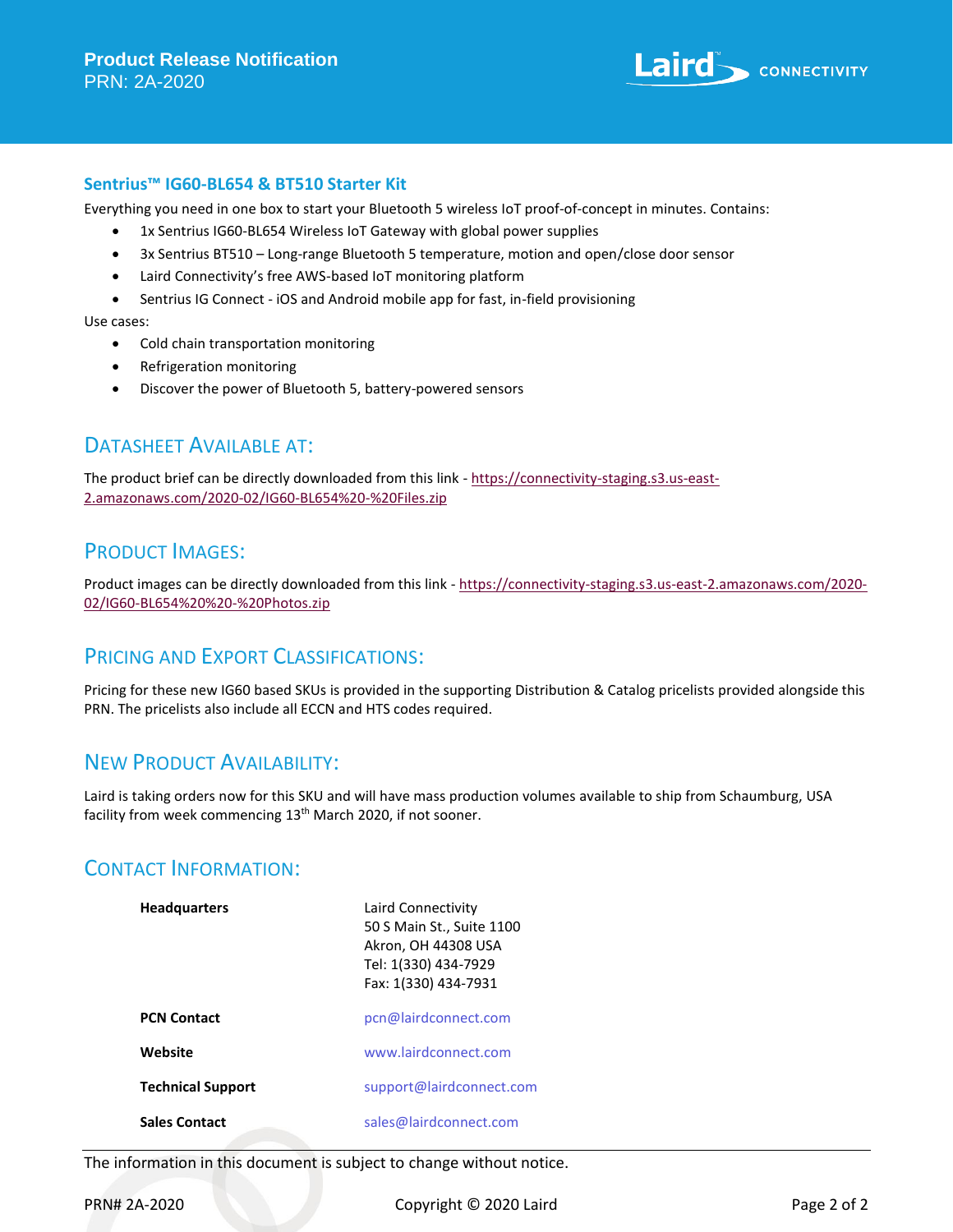### Sentrius™ IG60-BL654 & BT510 Starter Kit

Everything you need in one box to start your Bluetooth 5 wireless IoT proof-of-concept in minutes. Contains:

- 1x Sentrius IG60-BL654 Wireless IoT Gateway with global power supplies
- 3x Sentrius BT510 – Long-range Bluetooth 5 temperature, motion and open/close door sensor
- Laird Connectivity's free AWS-based IoT monitoring platform
- Sentrius IG Connect - iOS and Android mobile app for fast, in-field provisioning

Use cases:

- Cold chain transportation monitoring
- Refrigeration monitoring
- Discover the power of Bluetooth 5, battery-powered sensors

## Datasheet Available at:

The product brief can be directly downloaded from this link - https://connectivity-staging.s3.us-east-2.amazonaws.com/2020-02/IG60-BL654%20-%20Files.zip

## Product Images:

Product images can be directly downloaded from this link - https://connectivity-staging.s3.us-east-2.amazonaws.com/2020-02/IG60-BL654%20%20-%20Photos.zip

## Pricing and Export Classifications:

Pricing for these new IG60 based SKUs is provided in the supporting Distribution & Catalog pricelists provided alongside this PRN. The pricelists also include all ECCN and HTS codes required.

## New Product Availability:

Laird is taking orders now for this SKU and will have mass production volumes available to ship from Schaumburg, USA facility from week commencing 13th March 2020, if not sooner.

## Contact Information:

| | |
|---|---|
| **Headquarters** | Laird Connectivity<br>50 S Main St., Suite 1100<br>Akron, OH 44308 USA<br>Tel: 1(330) 434-7929<br>Fax: 1(330) 434-7931 |
| **PCN Contact** | pcn@lairdconnect.com |
| **Website** | www.lairdconnect.com |
| **Technical Support** | support@lairdconnect.com |
| **Sales Contact** | sales@lairdconnect.com |

The information in this document is subject to change without notice.